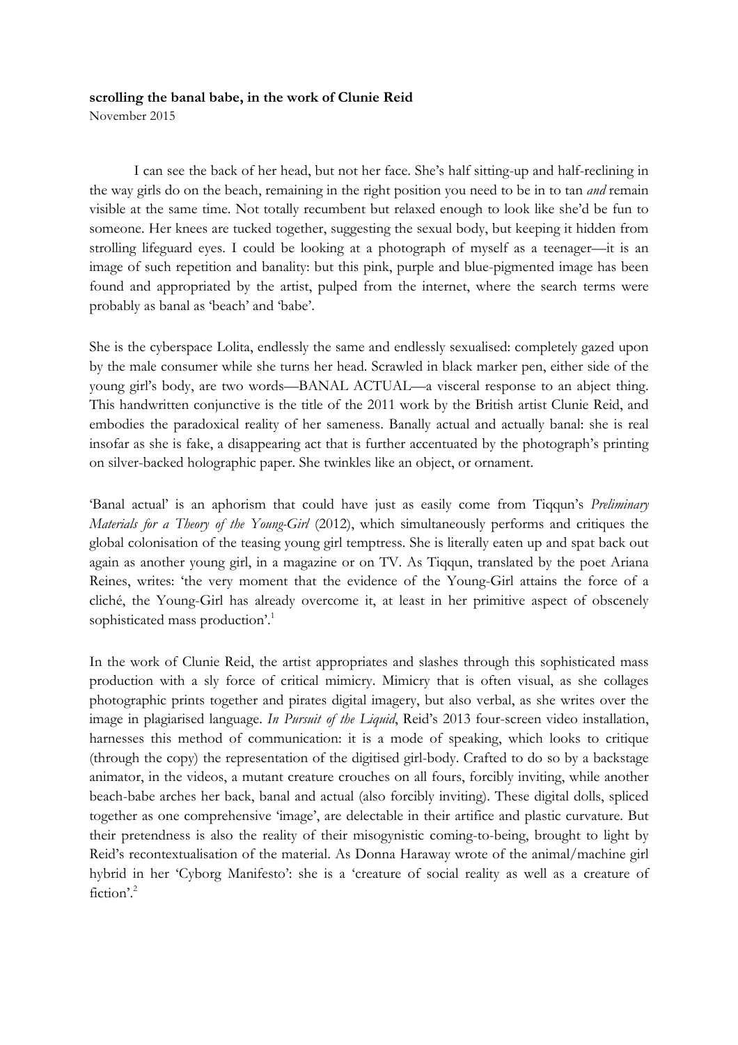**scrolling the banal babe, in the work of Clunie Reid**

November 2015

I can see the back of her head, but not her face. She's half sitting-up and half-reclining in the way girls do on the beach, remaining in the right position you need to be in to tan *and* remain visible at the same time. Not totally recumbent but relaxed enough to look like she'd be fun to someone. Her knees are tucked together, suggesting the sexual body, but keeping it hidden from strolling lifeguard eyes. I could be looking at a photograph of myself as a teenager—it is an image of such repetition and banality: but this pink, purple and blue-pigmented image has been found and appropriated by the artist, pulped from the internet, where the search terms were probably as banal as 'beach' and 'babe'.

She is the cyberspace Lolita, endlessly the same and endlessly sexualised: completely gazed upon by the male consumer while she turns her head. Scrawled in black marker pen, either side of the young girl's body, are two words—BANAL ACTUAL—a visceral response to an abject thing. This handwritten conjunctive is the title of the 2011 work by the British artist Clunie Reid, and embodies the paradoxical reality of her sameness. Banally actual and actually banal: she is real insofar as she is fake, a disappearing act that is further accentuated by the photograph's printing on silver-backed holographic paper. She twinkles like an object, or ornament.

'Banal actual' is an aphorism that could have just as easily come from Tiqqun's *Preliminary Materials for a Theory of the Young-Girl* (2012), which simultaneously performs and critiques the global colonisation of the teasing young girl temptress. She is literally eaten up and spat back out again as another young girl, in a magazine or on TV. As Tiqqun, translated by the poet Ariana Reines, writes: 'the very moment that the evidence of the Young-Girl attains the force of a cliché, the Young-Girl has already overcome it, at least in her primitive aspect of obscenely sophisticated mass production'.[1]

In the work of Clunie Reid, the artist appropriates and slashes through this sophisticated mass production with a sly force of critical mimicry. Mimicry that is often visual, as she collages photographic prints together and pirates digital imagery, but also verbal, as she writes over the image in plagiarised language. *In Pursuit of the Liquid*, Reid's 2013 four-screen video installation, harnesses this method of communication: it is a mode of speaking, which looks to critique (through the copy) the representation of the digitised girl-body. Crafted to do so by a backstage animator, in the videos, a mutant creature crouches on all fours, forcibly inviting, while another beach-babe arches her back, banal and actual (also forcibly inviting). These digital dolls, spliced together as one comprehensive 'image', are delectable in their artifice and plastic curvature. But their pretendness is also the reality of their misogynistic coming-to-being, brought to light by Reid's recontextualisation of the material. As Donna Haraway wrote of the animal/machine girl hybrid in her 'Cyborg Manifesto': she is a 'creature of social reality as well as a creature of fiction'.[2]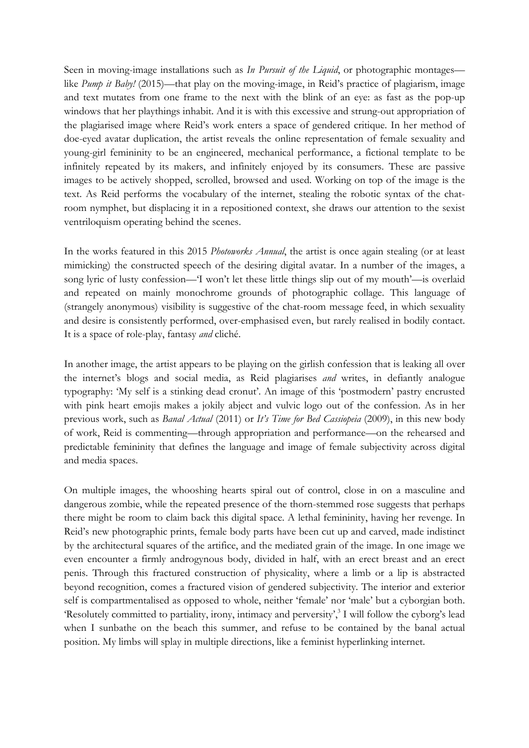Seen in moving-image installations such as *In Pursuit of the Liquid*, or photographic montages—like *Pump it Baby!* (2015)—that play on the moving-image, in Reid's practice of plagiarism, image and text mutates from one frame to the next with the blink of an eye: as fast as the pop-up windows that her playthings inhabit. And it is with this excessive and strung-out appropriation of the plagiarised image where Reid's work enters a space of gendered critique. In her method of doe-eyed avatar duplication, the artist reveals the online representation of female sexuality and young-girl femininity to be an engineered, mechanical performance, a fictional template to be infinitely repeated by its makers, and infinitely enjoyed by its consumers. These are passive images to be actively shopped, scrolled, browsed and used. Working on top of the image is the text. As Reid performs the vocabulary of the internet, stealing the robotic syntax of the chat-room nymphet, but displacing it in a repositioned context, she draws our attention to the sexist ventriloquism operating behind the scenes.

In the works featured in this 2015 *Photoworks Annual*, the artist is once again stealing (or at least mimicking) the constructed speech of the desiring digital avatar. In a number of the images, a song lyric of lusty confession—'I won't let these little things slip out of my mouth'—is overlaid and repeated on mainly monochrome grounds of photographic collage. This language of (strangely anonymous) visibility is suggestive of the chat-room message feed, in which sexuality and desire is consistently performed, over-emphasised even, but rarely realised in bodily contact. It is a space of role-play, fantasy *and* cliché.

In another image, the artist appears to be playing on the girlish confession that is leaking all over the internet's blogs and social media, as Reid plagiarises *and* writes, in defiantly analogue typography: 'My self is a stinking dead cronut'. An image of this 'postmodern' pastry encrusted with pink heart emojis makes a jokily abject and vulvic logo out of the confession. As in her previous work, such as *Banal Actual* (2011) or *It's Time for Bed Cassiopeia* (2009), in this new body of work, Reid is commenting—through appropriation and performance—on the rehearsed and predictable femininity that defines the language and image of female subjectivity across digital and media spaces.

On multiple images, the whooshing hearts spiral out of control, close in on a masculine and dangerous zombie, while the repeated presence of the thorn-stemmed rose suggests that perhaps there might be room to claim back this digital space. A lethal femininity, having her revenge. In Reid's new photographic prints, female body parts have been cut up and carved, made indistinct by the architectural squares of the artifice, and the mediated grain of the image. In one image we even encounter a firmly androgynous body, divided in half, with an erect breast and an erect penis. Through this fractured construction of physicality, where a limb or a lip is abstracted beyond recognition, comes a fractured vision of gendered subjectivity. The interior and exterior self is compartmentalised as opposed to whole, neither 'female' nor 'male' but a cyborgian both. 'Resolutely committed to partiality, irony, intimacy and perversity',[3] I will follow the cyborg's lead when I sunbathe on the beach this summer, and refuse to be contained by the banal actual position. My limbs will splay in multiple directions, like a feminist hyperlinking internet.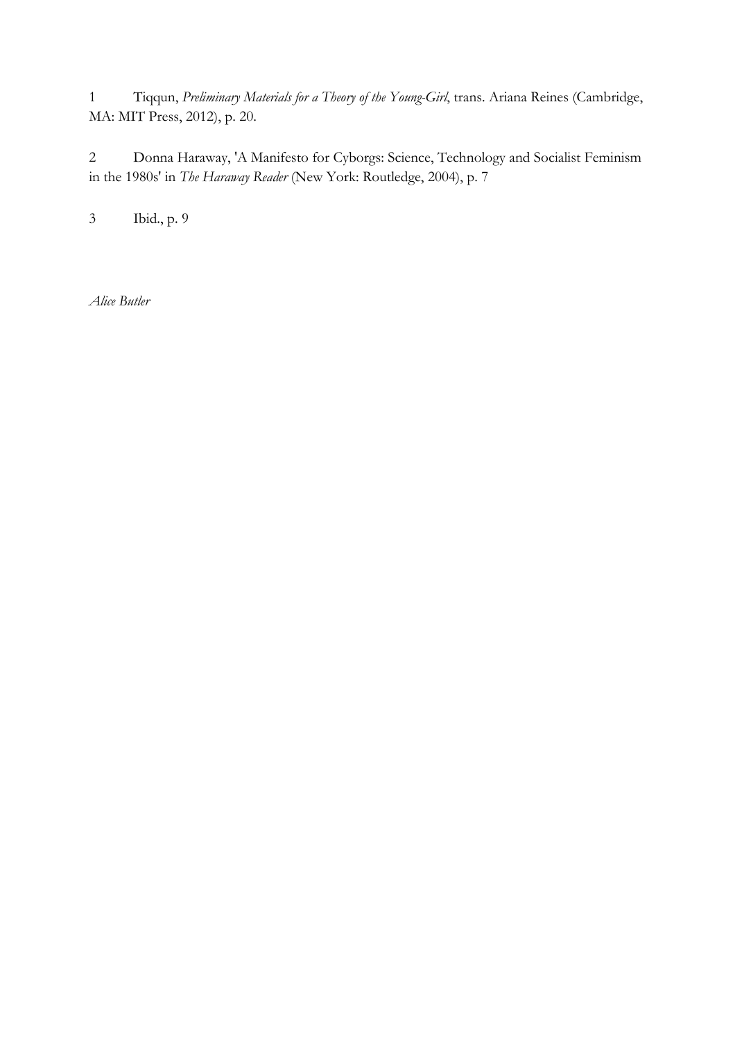1 Tiqqun, *Preliminary Materials for a Theory of the Young-Girl*, trans. Ariana Reines (Cambridge, MA: MIT Press, 2012), p. 20.

2 Donna Haraway, 'A Manifesto for Cyborgs: Science, Technology and Socialist Feminism in the 1980s' in *The Haraway Reader* (New York: Routledge, 2004), p. 7

3 Ibid., p. 9

*Alice Butler*